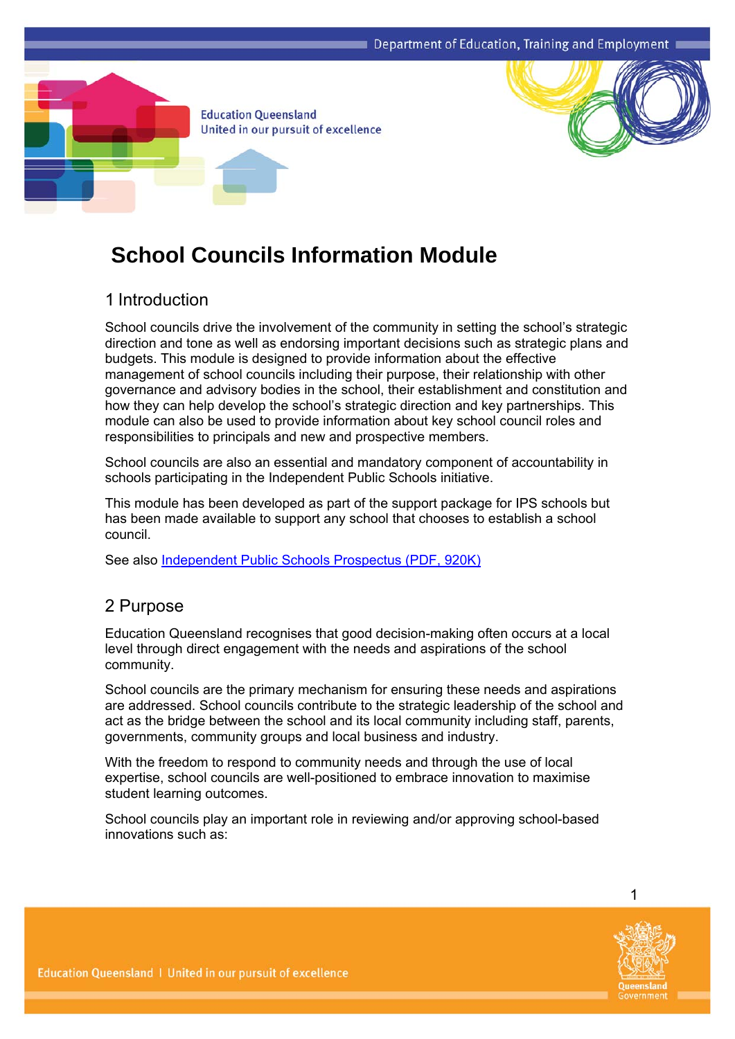# School Councils Information Module

## 1 Introduction

School councils drive the involvement of the community in setting the school's strategic direction and tone as well as endorsing important decisions such as strategic plans and budgets. This module is designed to provide information about the effective management of school councils including their purpose, their relationship with other governance and advisory bodies in the school, their establishment and constitution and how they can help develop the school's strategic direction and key partnerships. This module can also be used to provide information about key school council roles and responsibilities to principals and new and prospective members.

School councils are also an essential and mandatory component of accountability in schools participating in the Independent Public Schools initiative.

This module has been developed as part of the support package for IPS schools but has been made available to support any school that chooses to establish a school council.

See also Independent Public Schools Prospectus (PDF, 920K)

## 2 Purpose

Education Queensland recognises that good decision-making often occurs at a local level through direct engagement with the needs and aspirations of the school community.

School councils are the primary mechanism for ensuring these needs and aspirations are addressed. School councils contribute to the strategic leadership of the school and act as the bridge between the school and its local community including staff, parents, governments, community groups and local business and industry.

With the freedom to respond to community needs and through the use of local expertise, school councils are well-positioned to embrace innovation to maximise student learning outcomes.

School councils play an important role in reviewing and/or approving school-based innovations such as: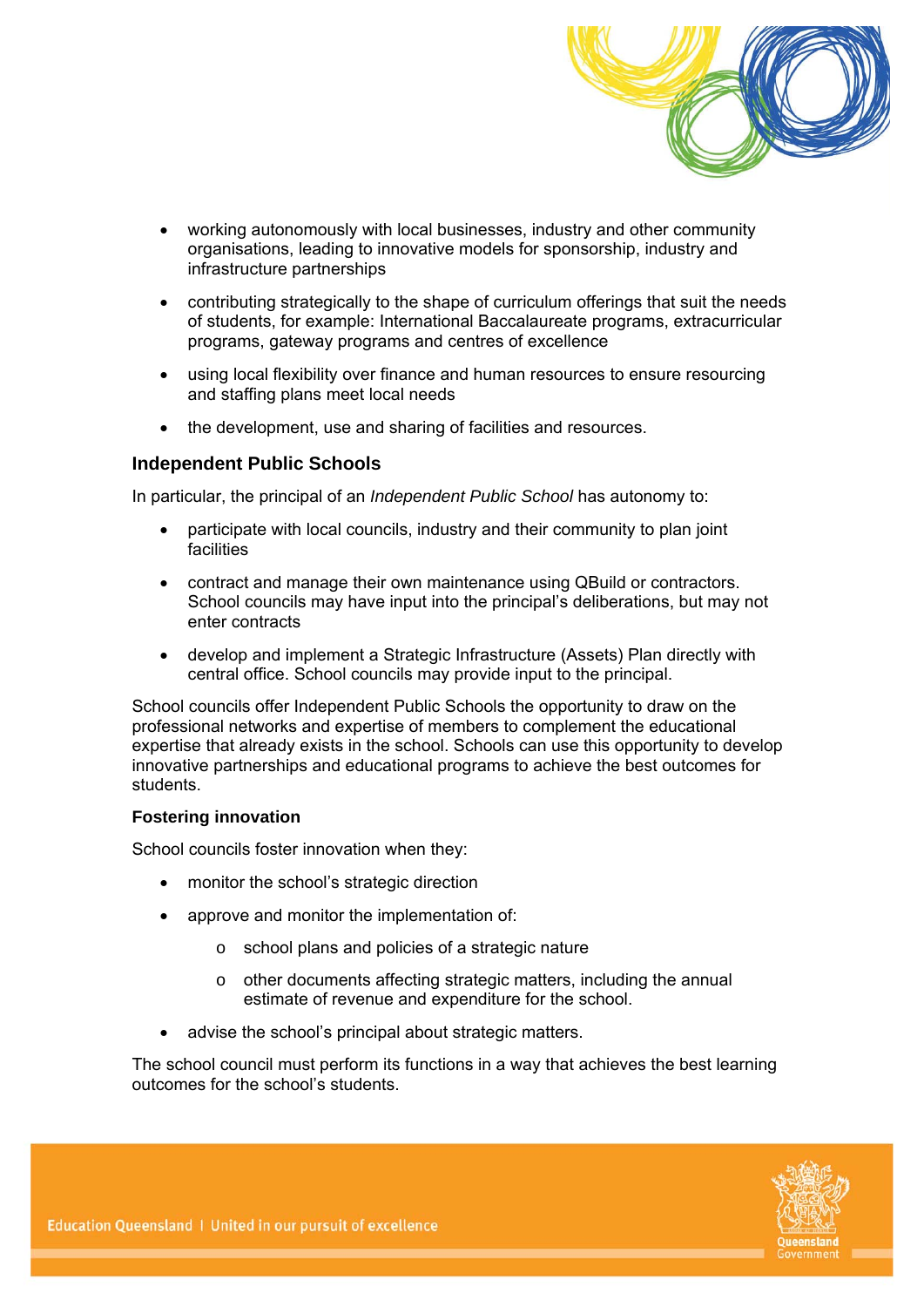- working autonomously with local businesses, industry and other community organisations, leading to innovative models for sponsorship, industry and infrastructure partnerships
- contributing strategically to the shape of curriculum offerings that suit the needs of students, for example: International Baccalaureate programs, extracurricular programs, gateway programs and centres of excellence
- using local flexibility over finance and human resources to ensure resourcing and staffing plans meet local needs
- the development, use and sharing of facilities and resources.

## Independent Public Schools

In particular, the principal of an *Independent Public School* has autonomy to:

- participate with local councils, industry and their community to plan joint facilities
- contract and manage their own maintenance using QBuild or contractors. School councils may have input into the principal's deliberations, but may not enter contracts
- develop and implement a Strategic Infrastructure (Assets) Plan directly with central office. School councils may provide input to the principal.

School councils offer Independent Public Schools the opportunity to draw on the professional networks and expertise of members to complement the educational expertise that already exists in the school. Schools can use this opportunity to develop innovative partnerships and educational programs to achieve the best outcomes for students.

### Fostering innovation

School councils foster innovation when they:

- monitor the school's strategic direction
- approve and monitor the implementation of:
  - school plans and policies of a strategic nature
  - other documents affecting strategic matters, including the annual estimate of revenue and expenditure for the school.
- advise the school's principal about strategic matters.

The school council must perform its functions in a way that achieves the best learning outcomes for the school's students.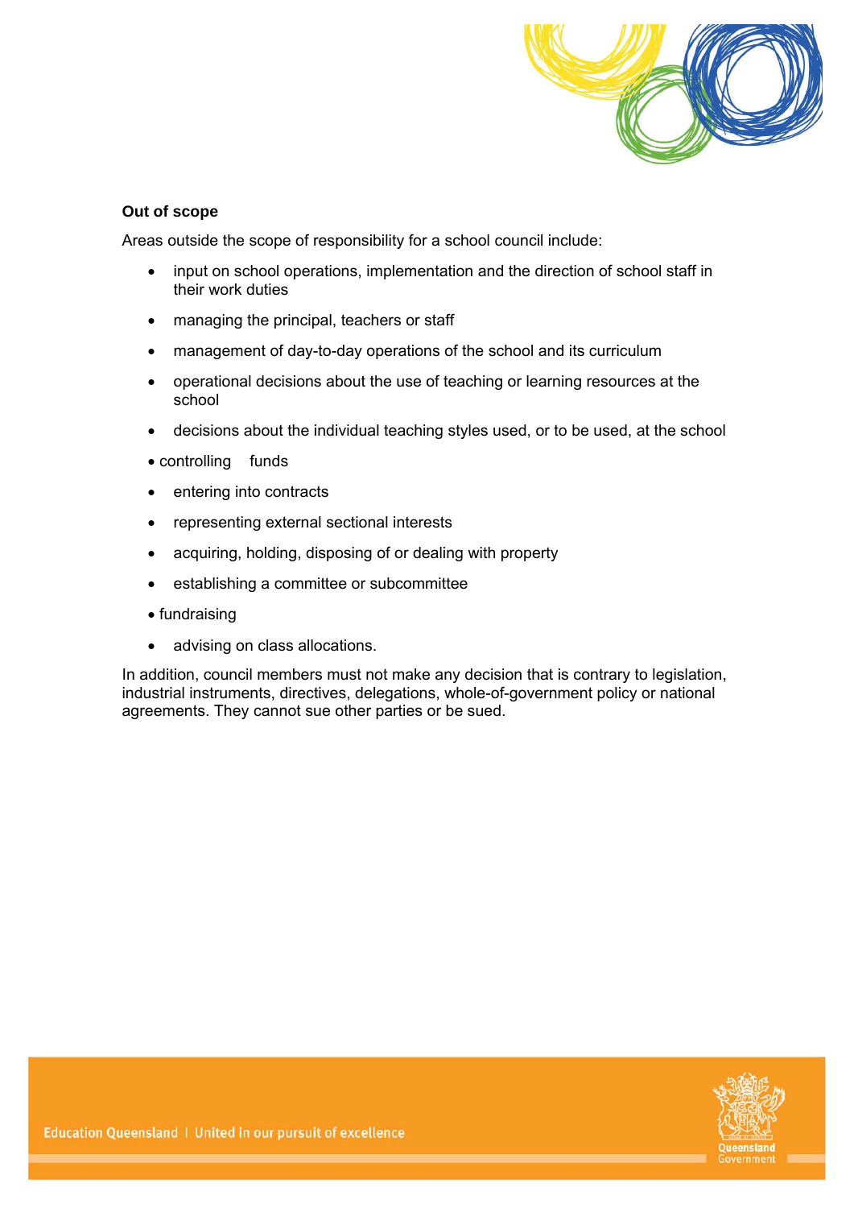**Out of scope**

Areas outside the scope of responsibility for a school council include:

- input on school operations, implementation and the direction of school staff in their work duties
- managing the principal, teachers or staff
- management of day-to-day operations of the school and its curriculum
- operational decisions about the use of teaching or learning resources at the school
- decisions about the individual teaching styles used, or to be used, at the school
- controlling funds
- entering into contracts
- representing external sectional interests
- acquiring, holding, disposing of or dealing with property
- establishing a committee or subcommittee
- fundraising
- advising on class allocations.

In addition, council members must not make any decision that is contrary to legislation, industrial instruments, directives, delegations, whole-of-government policy or national agreements. They cannot sue other parties or be sued.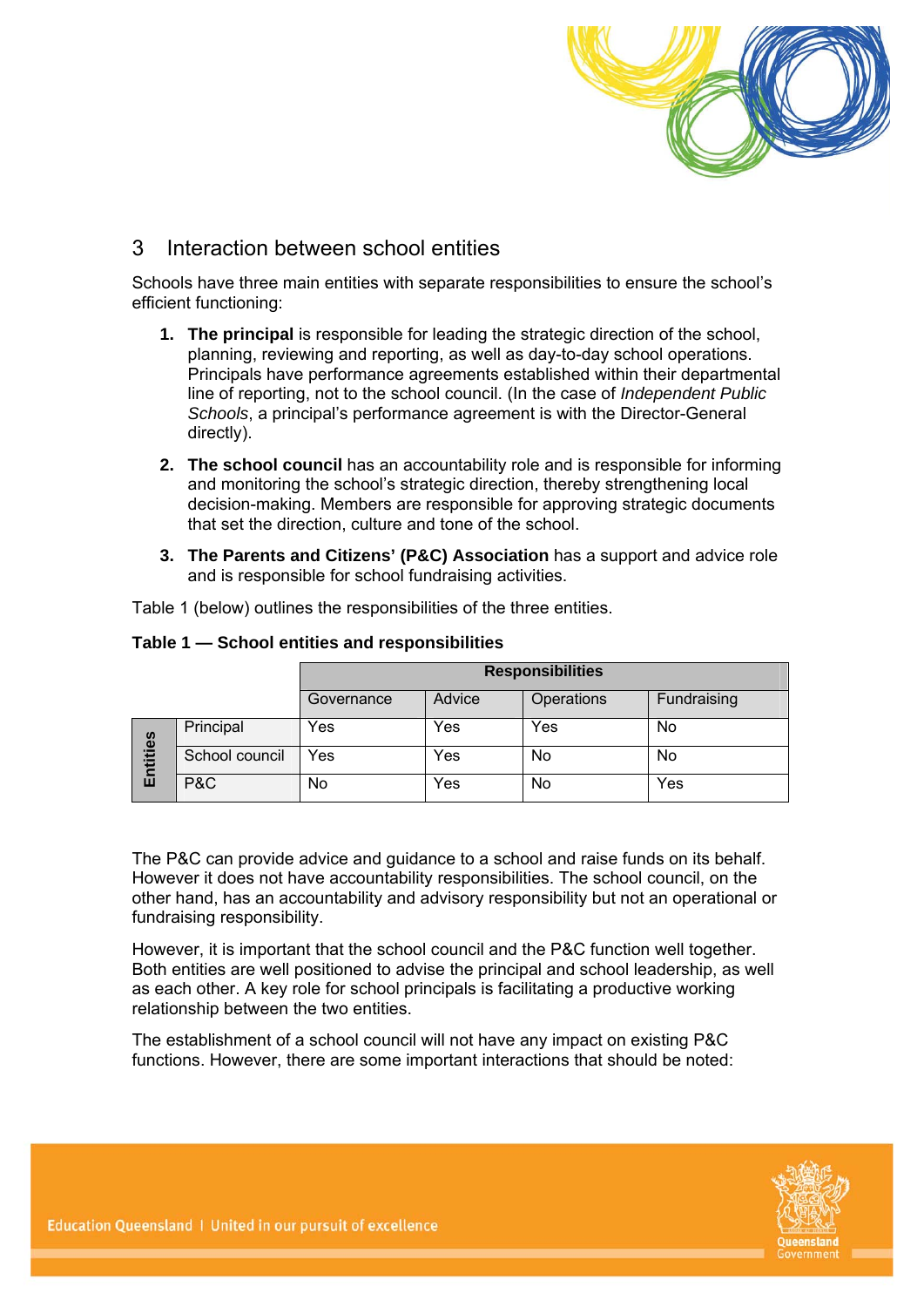## 3 Interaction between school entities

Schools have three main entities with separate responsibilities to ensure the school's efficient functioning:

1. **The principal** is responsible for leading the strategic direction of the school, planning, reviewing and reporting, as well as day-to-day school operations. Principals have performance agreements established within their departmental line of reporting, not to the school council. (In the case of *Independent Public Schools*, a principal's performance agreement is with the Director-General directly).

2. **The school council** has an accountability role and is responsible for informing and monitoring the school's strategic direction, thereby strengthening local decision-making. Members are responsible for approving strategic documents that set the direction, culture and tone of the school.

3. **The Parents and Citizens' (P&C) Association** has a support and advice role and is responsible for school fundraising activities.

Table 1 (below) outlines the responsibilities of the three entities.

**Table 1 — School entities and responsibilities**

| | | Responsibilities | | | |
|---|---|---|---|---|---|
| | | Governance | Advice | Operations | Fundraising |
| Entities | Principal | Yes | Yes | Yes | No |
| | School council | Yes | Yes | No | No |
| | P&C | No | Yes | No | Yes |

The P&C can provide advice and guidance to a school and raise funds on its behalf. However it does not have accountability responsibilities. The school council, on the other hand, has an accountability and advisory responsibility but not an operational or fundraising responsibility.

However, it is important that the school council and the P&C function well together. Both entities are well positioned to advise the principal and school leadership, as well as each other. A key role for school principals is facilitating a productive working relationship between the two entities.

The establishment of a school council will not have any impact on existing P&C functions. However, there are some important interactions that should be noted: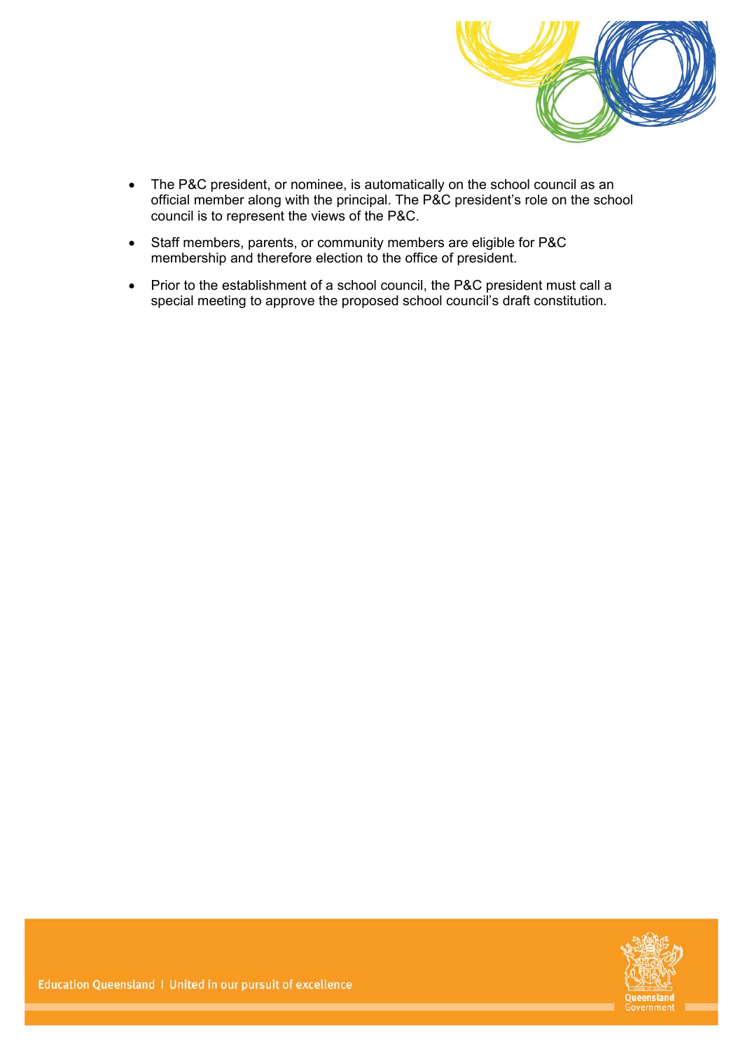- The P&C president, or nominee, is automatically on the school council as an official member along with the principal. The P&C president's role on the school council is to represent the views of the P&C.
- Staff members, parents, or community members are eligible for P&C membership and therefore election to the office of president.
- Prior to the establishment of a school council, the P&C president must call a special meeting to approve the proposed school council's draft constitution.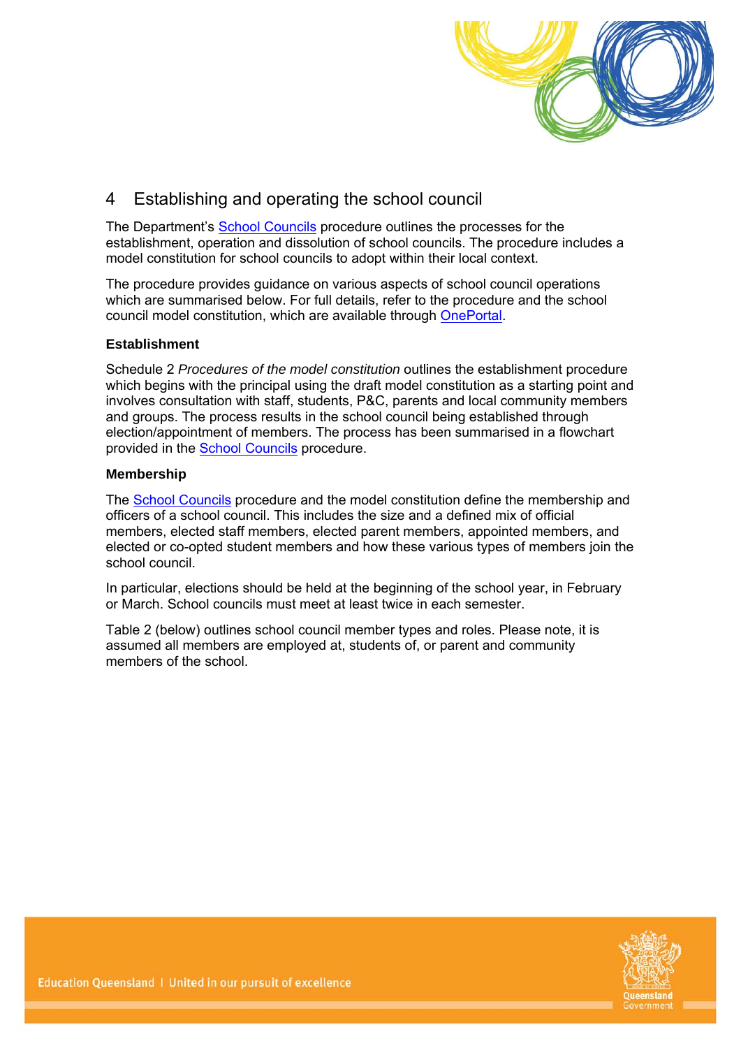## 4 Establishing and operating the school council

The Department's School Councils procedure outlines the processes for the establishment, operation and dissolution of school councils. The procedure includes a model constitution for school councils to adopt within their local context.

The procedure provides guidance on various aspects of school council operations which are summarised below. For full details, refer to the procedure and the school council model constitution, which are available through OnePortal.

**Establishment**

Schedule 2 *Procedures of the model constitution* outlines the establishment procedure which begins with the principal using the draft model constitution as a starting point and involves consultation with staff, students, P&C, parents and local community members and groups. The process results in the school council being established through election/appointment of members. The process has been summarised in a flowchart provided in the School Councils procedure.

**Membership**

The School Councils procedure and the model constitution define the membership and officers of a school council. This includes the size and a defined mix of official members, elected staff members, elected parent members, appointed members, and elected or co-opted student members and how these various types of members join the school council.

In particular, elections should be held at the beginning of the school year, in February or March. School councils must meet at least twice in each semester.

Table 2 (below) outlines school council member types and roles. Please note, it is assumed all members are employed at, students of, or parent and community members of the school.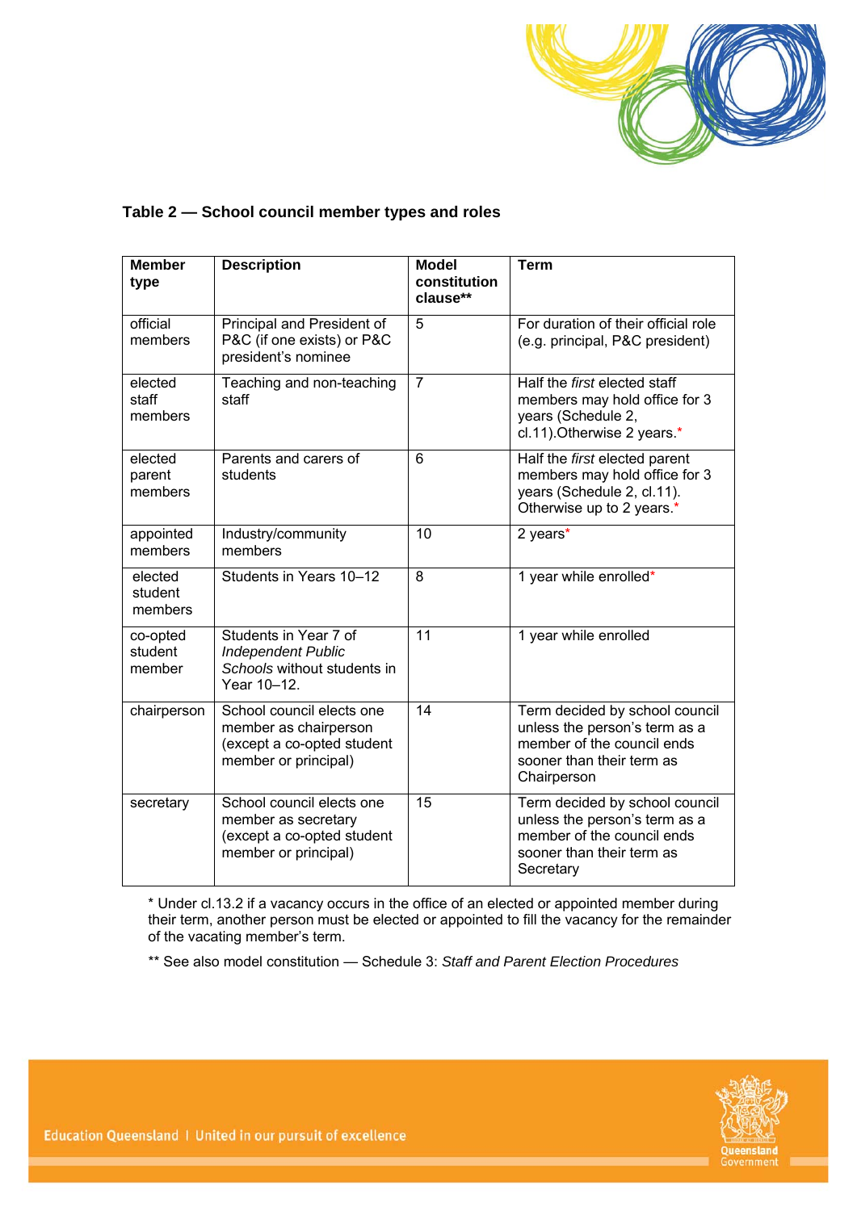**Table 2 — School council member types and roles**

| Member type | Description | Model constitution clause** | Term |
|---|---|---|---|
| official members | Principal and President of P&C (if one exists) or P&C president's nominee | 5 | For duration of their official role (e.g. principal, P&C president) |
| elected staff members | Teaching and non-teaching staff | 7 | Half the *first* elected staff members may hold office for 3 years (Schedule 2, cl.11).Otherwise 2 years.* |
| elected parent members | Parents and carers of students | 6 | Half the *first* elected parent members may hold office for 3 years (Schedule 2, cl.11). Otherwise up to 2 years.* |
| appointed members | Industry/community members | 10 | 2 years* |
| elected student members | Students in Years 10–12 | 8 | 1 year while enrolled* |
| co-opted student member | Students in Year 7 of *Independent Public Schools* without students in Year 10–12. | 11 | 1 year while enrolled |
| chairperson | School council elects one member as chairperson (except a co-opted student member or principal) | 14 | Term decided by school council unless the person's term as a member of the council ends sooner than their term as Chairperson |
| secretary | School council elects one member as secretary (except a co-opted student member or principal) | 15 | Term decided by school council unless the person's term as a member of the council ends sooner than their term as Secretary |

* Under cl.13.2 if a vacancy occurs in the office of an elected or appointed member during their term, another person must be elected or appointed to fill the vacancy for the remainder of the vacating member's term.

** See also model constitution — Schedule 3: *Staff and Parent Election Procedures*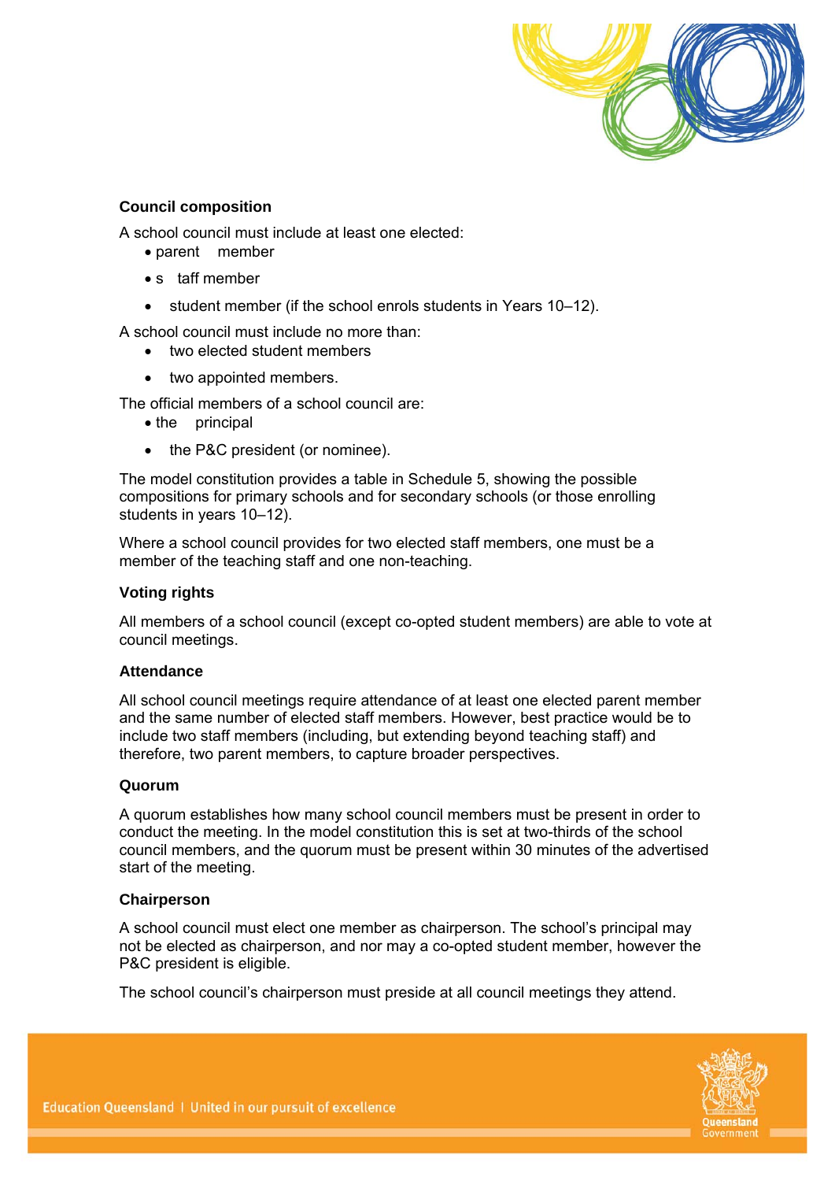**Council composition**

A school council must include at least one elected:

- parent member
- staff member
- student member (if the school enrols students in Years 10–12).

A school council must include no more than:

- two elected student members
- two appointed members.

The official members of a school council are:

- the principal
- the P&C president (or nominee).

The model constitution provides a table in Schedule 5, showing the possible compositions for primary schools and for secondary schools (or those enrolling students in years 10–12).

Where a school council provides for two elected staff members, one must be a member of the teaching staff and one non-teaching.

**Voting rights**

All members of a school council (except co-opted student members) are able to vote at council meetings.

**Attendance**

All school council meetings require attendance of at least one elected parent member and the same number of elected staff members. However, best practice would be to include two staff members (including, but extending beyond teaching staff) and therefore, two parent members, to capture broader perspectives.

**Quorum**

A quorum establishes how many school council members must be present in order to conduct the meeting. In the model constitution this is set at two-thirds of the school council members, and the quorum must be present within 30 minutes of the advertised start of the meeting.

**Chairperson**

A school council must elect one member as chairperson. The school's principal may not be elected as chairperson, and nor may a co-opted student member, however the P&C president is eligible.

The school council's chairperson must preside at all council meetings they attend.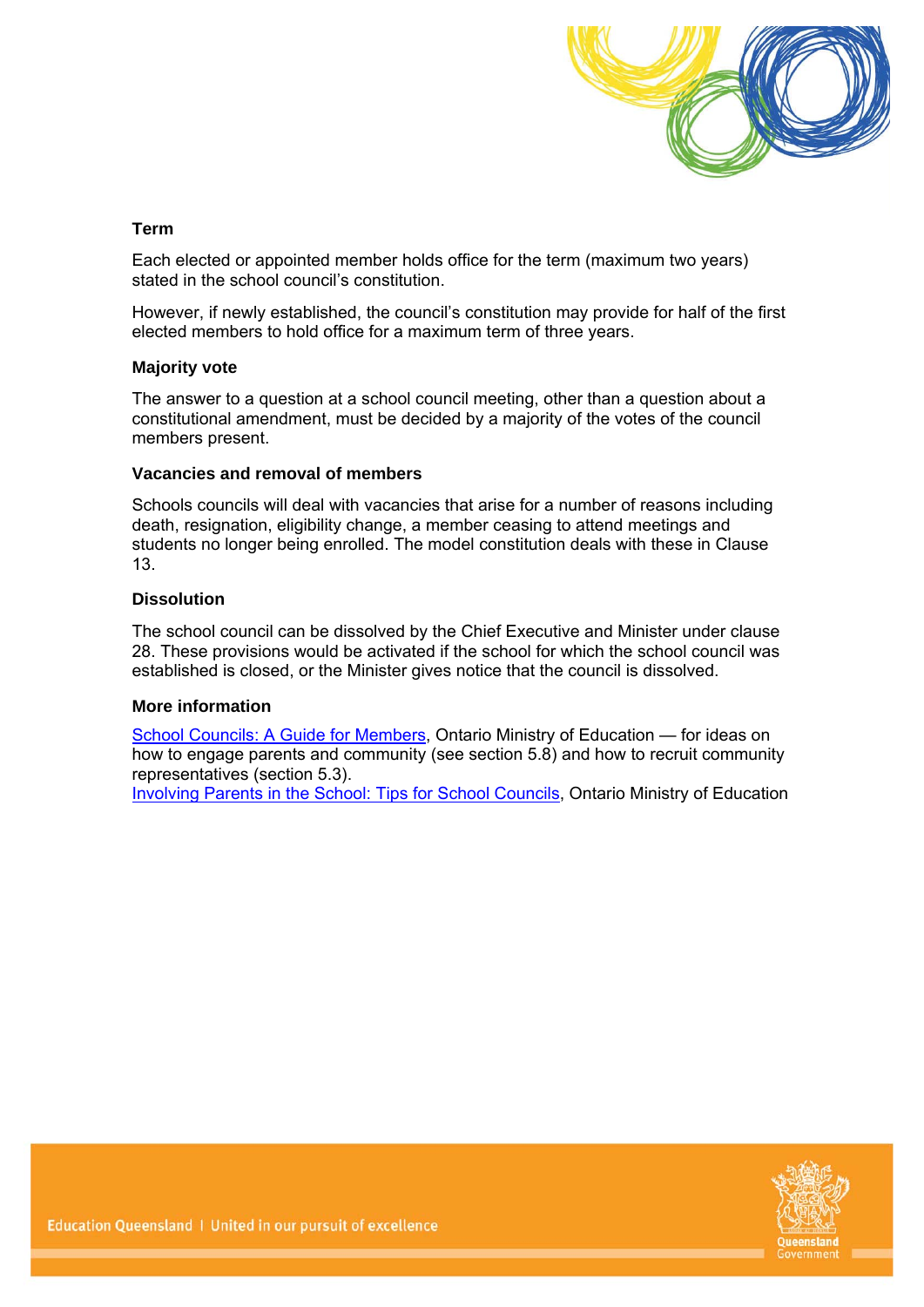### Term

Each elected or appointed member holds office for the term (maximum two years) stated in the school council's constitution.

However, if newly established, the council's constitution may provide for half of the first elected members to hold office for a maximum term of three years.

### Majority vote

The answer to a question at a school council meeting, other than a question about a constitutional amendment, must be decided by a majority of the votes of the council members present.

### Vacancies and removal of members

Schools councils will deal with vacancies that arise for a number of reasons including death, resignation, eligibility change, a member ceasing to attend meetings and students no longer being enrolled. The model constitution deals with these in Clause 13.

### Dissolution

The school council can be dissolved by the Chief Executive and Minister under clause 28. These provisions would be activated if the school for which the school council was established is closed, or the Minister gives notice that the council is dissolved.

### More information

School Councils: A Guide for Members, Ontario Ministry of Education — for ideas on how to engage parents and community (see section 5.8) and how to recruit community representatives (section 5.3).
Involving Parents in the School: Tips for School Councils, Ontario Ministry of Education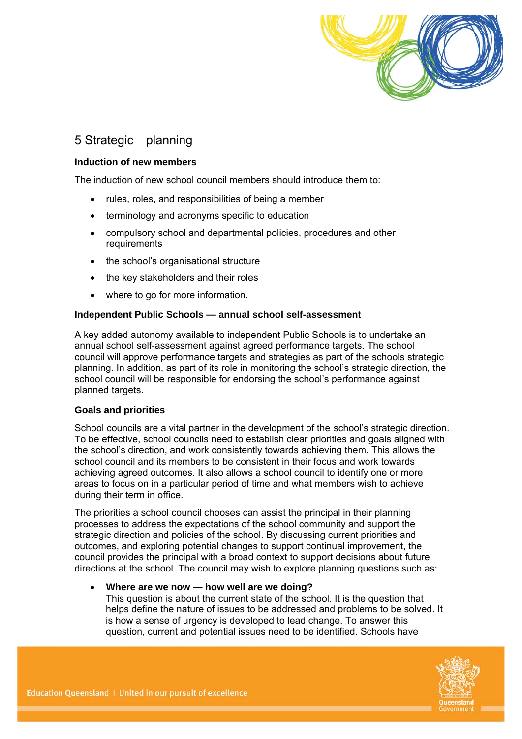# 5 Strategic planning

### Induction of new members

The induction of new school council members should introduce them to:

- rules, roles, and responsibilities of being a member
- terminology and acronyms specific to education
- compulsory school and departmental policies, procedures and other requirements
- the school's organisational structure
- the key stakeholders and their roles
- where to go for more information.

### Independent Public Schools — annual school self-assessment

A key added autonomy available to independent Public Schools is to undertake an annual school self-assessment against agreed performance targets. The school council will approve performance targets and strategies as part of the schools strategic planning. In addition, as part of its role in monitoring the school's strategic direction, the school council will be responsible for endorsing the school's performance against planned targets.

### Goals and priorities

School councils are a vital partner in the development of the school's strategic direction. To be effective, school councils need to establish clear priorities and goals aligned with the school's direction, and work consistently towards achieving them. This allows the school council and its members to be consistent in their focus and work towards achieving agreed outcomes. It also allows a school council to identify one or more areas to focus on in a particular period of time and what members wish to achieve during their term in office.

The priorities a school council chooses can assist the principal in their planning processes to address the expectations of the school community and support the strategic direction and policies of the school. By discussing current priorities and outcomes, and exploring potential changes to support continual improvement, the council provides the principal with a broad context to support decisions about future directions at the school. The council may wish to explore planning questions such as:

- **Where are we now — how well are we doing?**
  This question is about the current state of the school. It is the question that helps define the nature of issues to be addressed and problems to be solved. It is how a sense of urgency is developed to lead change. To answer this question, current and potential issues need to be identified. Schools have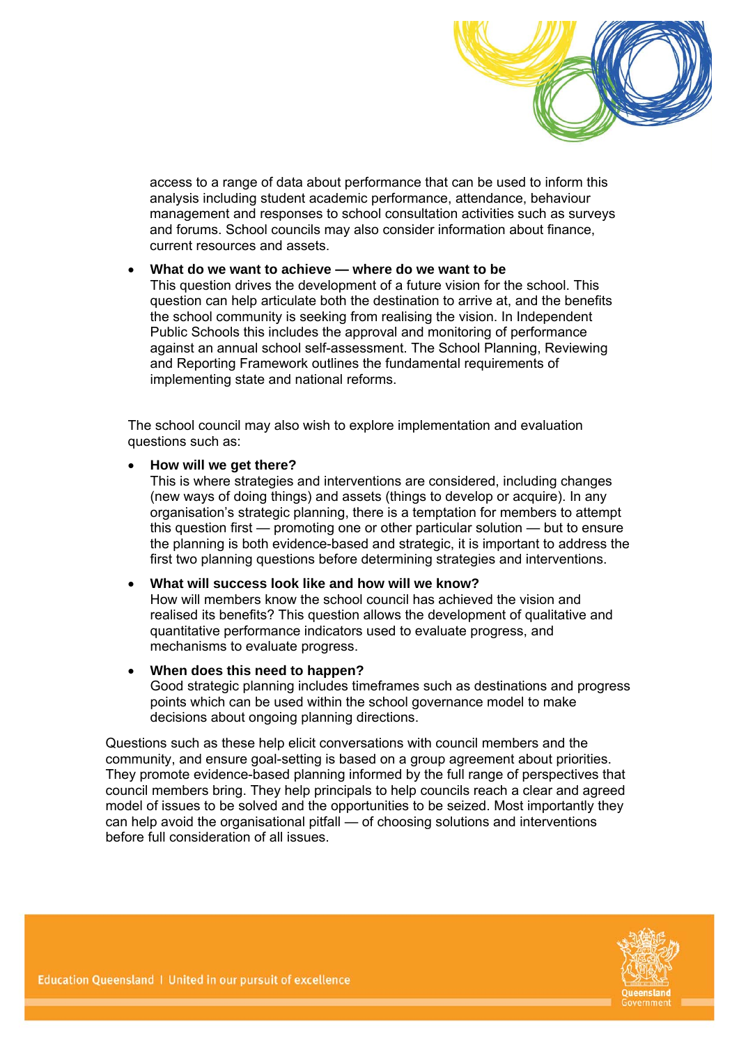access to a range of data about performance that can be used to inform this analysis including student academic performance, attendance, behaviour management and responses to school consultation activities such as surveys and forums. School councils may also consider information about finance, current resources and assets.

- **What do we want to achieve — where do we want to be**
  This question drives the development of a future vision for the school. This question can help articulate both the destination to arrive at, and the benefits the school community is seeking from realising the vision. In Independent Public Schools this includes the approval and monitoring of performance against an annual school self-assessment. The School Planning, Reviewing and Reporting Framework outlines the fundamental requirements of implementing state and national reforms.

The school council may also wish to explore implementation and evaluation questions such as:

- **How will we get there?**
  This is where strategies and interventions are considered, including changes (new ways of doing things) and assets (things to develop or acquire). In any organisation's strategic planning, there is a temptation for members to attempt this question first — promoting one or other particular solution — but to ensure the planning is both evidence-based and strategic, it is important to address the first two planning questions before determining strategies and interventions.
- **What will success look like and how will we know?**
  How will members know the school council has achieved the vision and realised its benefits? This question allows the development of qualitative and quantitative performance indicators used to evaluate progress, and mechanisms to evaluate progress.
- **When does this need to happen?**
  Good strategic planning includes timeframes such as destinations and progress points which can be used within the school governance model to make decisions about ongoing planning directions.

Questions such as these help elicit conversations with council members and the community, and ensure goal-setting is based on a group agreement about priorities. They promote evidence-based planning informed by the full range of perspectives that council members bring. They help principals to help councils reach a clear and agreed model of issues to be solved and the opportunities to be seized. Most importantly they can help avoid the organisational pitfall — of choosing solutions and interventions before full consideration of all issues.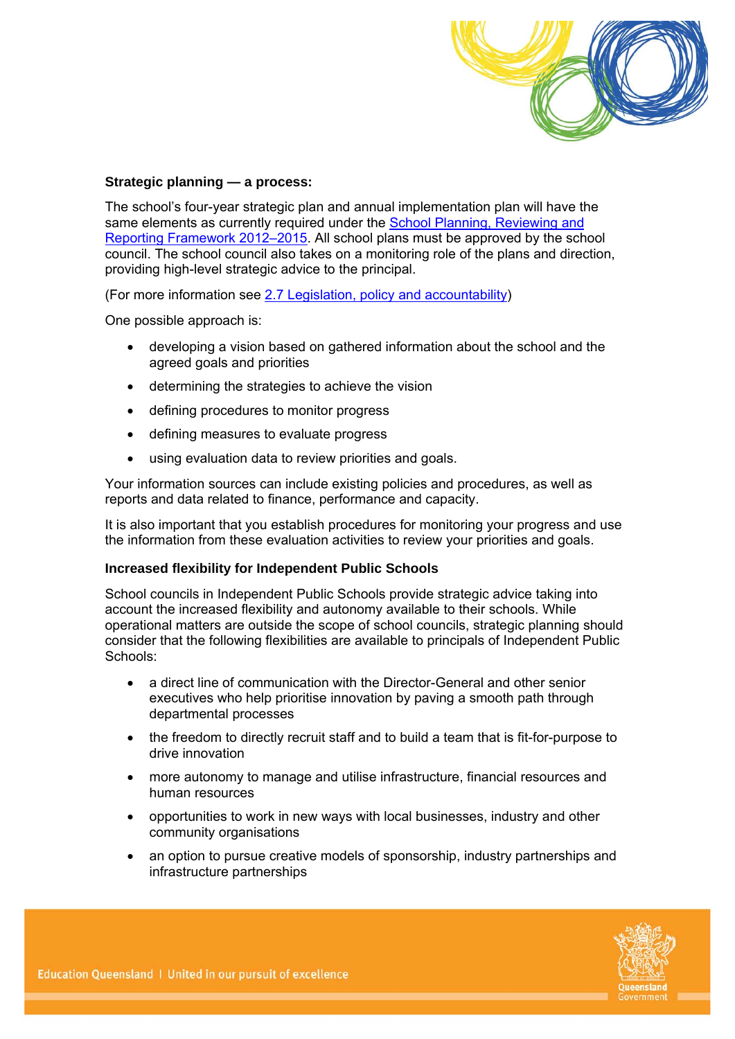**Strategic planning — a process:**

The school's four-year strategic plan and annual implementation plan will have the same elements as currently required under the School Planning, Reviewing and Reporting Framework 2012–2015. All school plans must be approved by the school council. The school council also takes on a monitoring role of the plans and direction, providing high-level strategic advice to the principal.

(For more information see 2.7 Legislation, policy and accountability)

One possible approach is:

- developing a vision based on gathered information about the school and the agreed goals and priorities
- determining the strategies to achieve the vision
- defining procedures to monitor progress
- defining measures to evaluate progress
- using evaluation data to review priorities and goals.

Your information sources can include existing policies and procedures, as well as reports and data related to finance, performance and capacity.

It is also important that you establish procedures for monitoring your progress and use the information from these evaluation activities to review your priorities and goals.

**Increased flexibility for Independent Public Schools**

School councils in Independent Public Schools provide strategic advice taking into account the increased flexibility and autonomy available to their schools. While operational matters are outside the scope of school councils, strategic planning should consider that the following flexibilities are available to principals of Independent Public Schools:

- a direct line of communication with the Director-General and other senior executives who help prioritise innovation by paving a smooth path through departmental processes
- the freedom to directly recruit staff and to build a team that is fit-for-purpose to drive innovation
- more autonomy to manage and utilise infrastructure, financial resources and human resources
- opportunities to work in new ways with local businesses, industry and other community organisations
- an option to pursue creative models of sponsorship, industry partnerships and infrastructure partnerships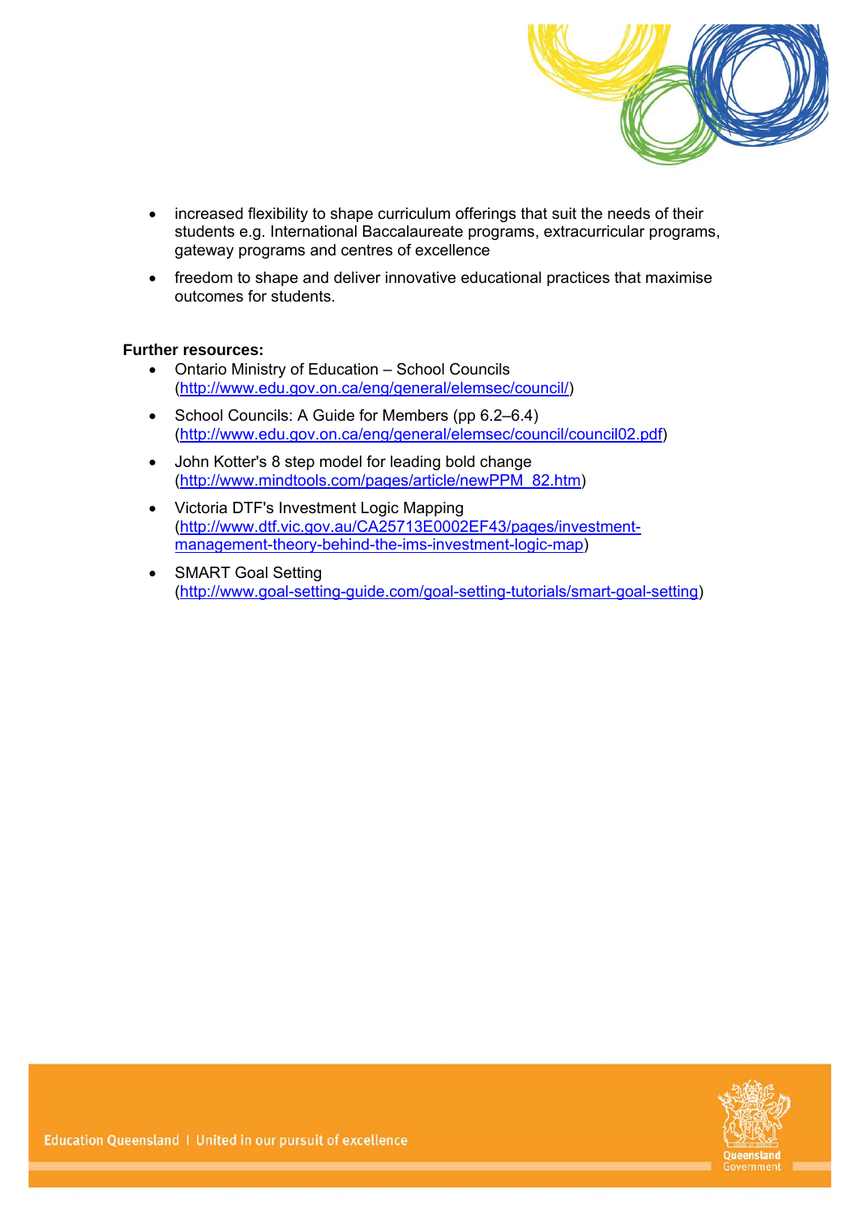- increased flexibility to shape curriculum offerings that suit the needs of their students e.g. International Baccalaureate programs, extracurricular programs, gateway programs and centres of excellence
- freedom to shape and deliver innovative educational practices that maximise outcomes for students.

**Further resources:**

- Ontario Ministry of Education – School Councils (http://www.edu.gov.on.ca/eng/general/elemsec/council/)
- School Councils: A Guide for Members (pp 6.2–6.4) (http://www.edu.gov.on.ca/eng/general/elemsec/council/council02.pdf)
- John Kotter's 8 step model for leading bold change (http://www.mindtools.com/pages/article/newPPM_82.htm)
- Victoria DTF's Investment Logic Mapping (http://www.dtf.vic.gov.au/CA25713E0002EF43/pages/investment-management-theory-behind-the-ims-investment-logic-map)
- SMART Goal Setting (http://www.goal-setting-guide.com/goal-setting-tutorials/smart-goal-setting)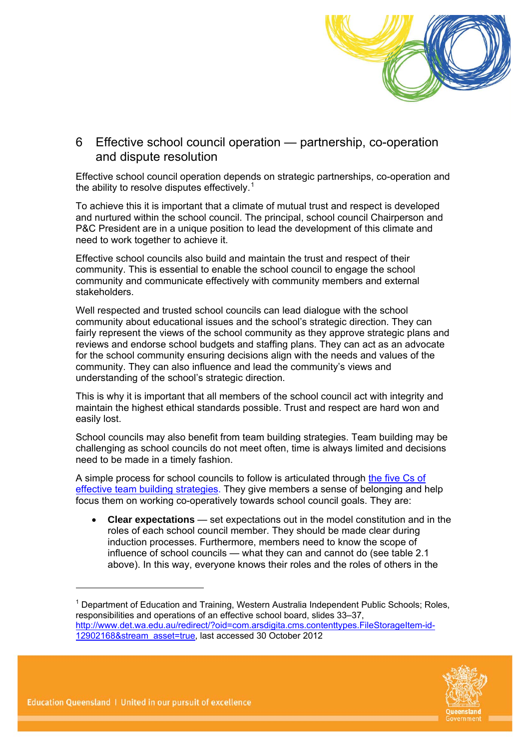# 6 Effective school council operation — partnership, co-operation and dispute resolution

Effective school council operation depends on strategic partnerships, co-operation and the ability to resolve disputes effectively.[1]

To achieve this it is important that a climate of mutual trust and respect is developed and nurtured within the school council. The principal, school council Chairperson and P&C President are in a unique position to lead the development of this climate and need to work together to achieve it.

Effective school councils also build and maintain the trust and respect of their community. This is essential to enable the school council to engage the school community and communicate effectively with community members and external stakeholders.

Well respected and trusted school councils can lead dialogue with the school community about educational issues and the school's strategic direction. They can fairly represent the views of the school community as they approve strategic plans and reviews and endorse school budgets and staffing plans. They can act as an advocate for the school community ensuring decisions align with the needs and values of the community. They can also influence and lead the community's views and understanding of the school's strategic direction.

This is why it is important that all members of the school council act with integrity and maintain the highest ethical standards possible. Trust and respect are hard won and easily lost.

School councils may also benefit from team building strategies. Team building may be challenging as school councils do not meet often, time is always limited and decisions need to be made in a timely fashion.

A simple process for school councils to follow is articulated through the five Cs of effective team building strategies. They give members a sense of belonging and help focus them on working co-operatively towards school council goals. They are:

- **Clear expectations** — set expectations out in the model constitution and in the roles of each school council member. They should be made clear during induction processes. Furthermore, members need to know the scope of influence of school councils — what they can and cannot do (see table 2.1 above). In this way, everyone knows their roles and the roles of others in the

---

[1] Department of Education and Training, Western Australia Independent Public Schools; Roles, responsibilities and operations of an effective school board, slides 33–37, http://www.det.wa.edu.au/redirect/?oid=com.arsdigita.cms.contenttypes.FileStorageItem-id-12902168&stream_asset=true, last accessed 30 October 2012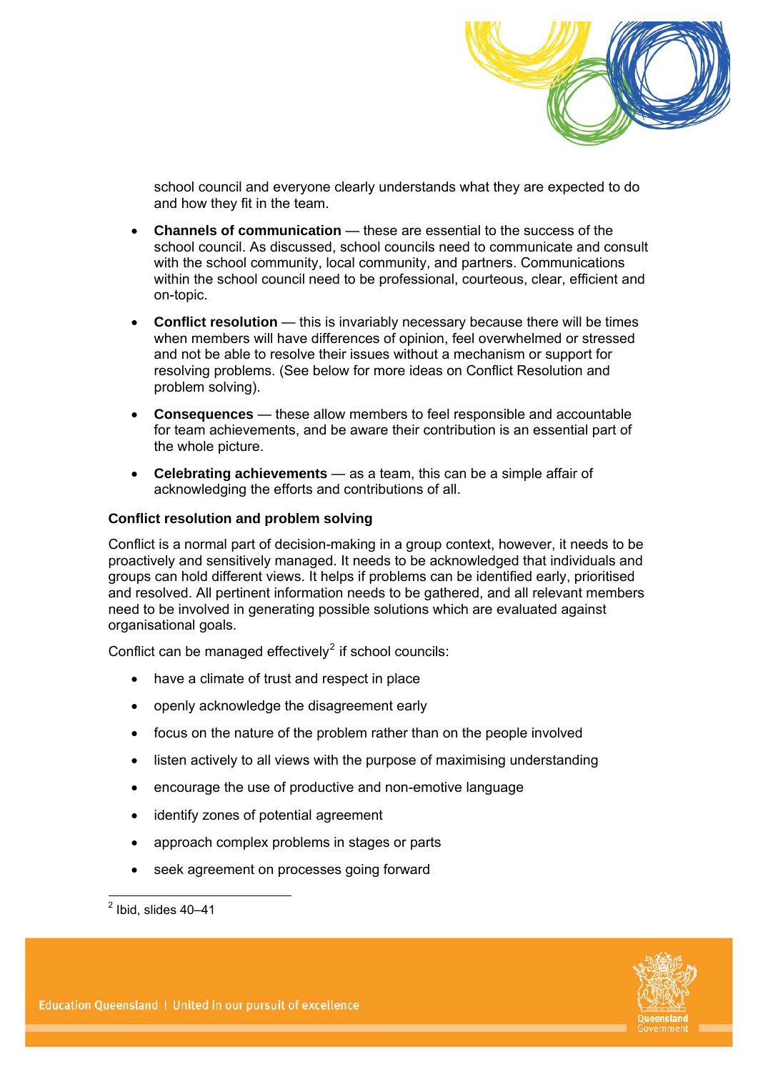school council and everyone clearly understands what they are expected to do and how they fit in the team.

- **Channels of communication** — these are essential to the success of the school council. As discussed, school councils need to communicate and consult with the school community, local community, and partners. Communications within the school council need to be professional, courteous, clear, efficient and on-topic.
- **Conflict resolution** — this is invariably necessary because there will be times when members will have differences of opinion, feel overwhelmed or stressed and not be able to resolve their issues without a mechanism or support for resolving problems. (See below for more ideas on Conflict Resolution and problem solving).
- **Consequences** — these allow members to feel responsible and accountable for team achievements, and be aware their contribution is an essential part of the whole picture.
- **Celebrating achievements** — as a team, this can be a simple affair of acknowledging the efforts and contributions of all.

### Conflict resolution and problem solving

Conflict is a normal part of decision-making in a group context, however, it needs to be proactively and sensitively managed. It needs to be acknowledged that individuals and groups can hold different views. It helps if problems can be identified early, prioritised and resolved. All pertinent information needs to be gathered, and all relevant members need to be involved in generating possible solutions which are evaluated against organisational goals.

Conflict can be managed effectively[2] if school councils:

- have a climate of trust and respect in place
- openly acknowledge the disagreement early
- focus on the nature of the problem rather than on the people involved
- listen actively to all views with the purpose of maximising understanding
- encourage the use of productive and non-emotive language
- identify zones of potential agreement
- approach complex problems in stages or parts
- seek agreement on processes going forward

[2] Ibid, slides 40–41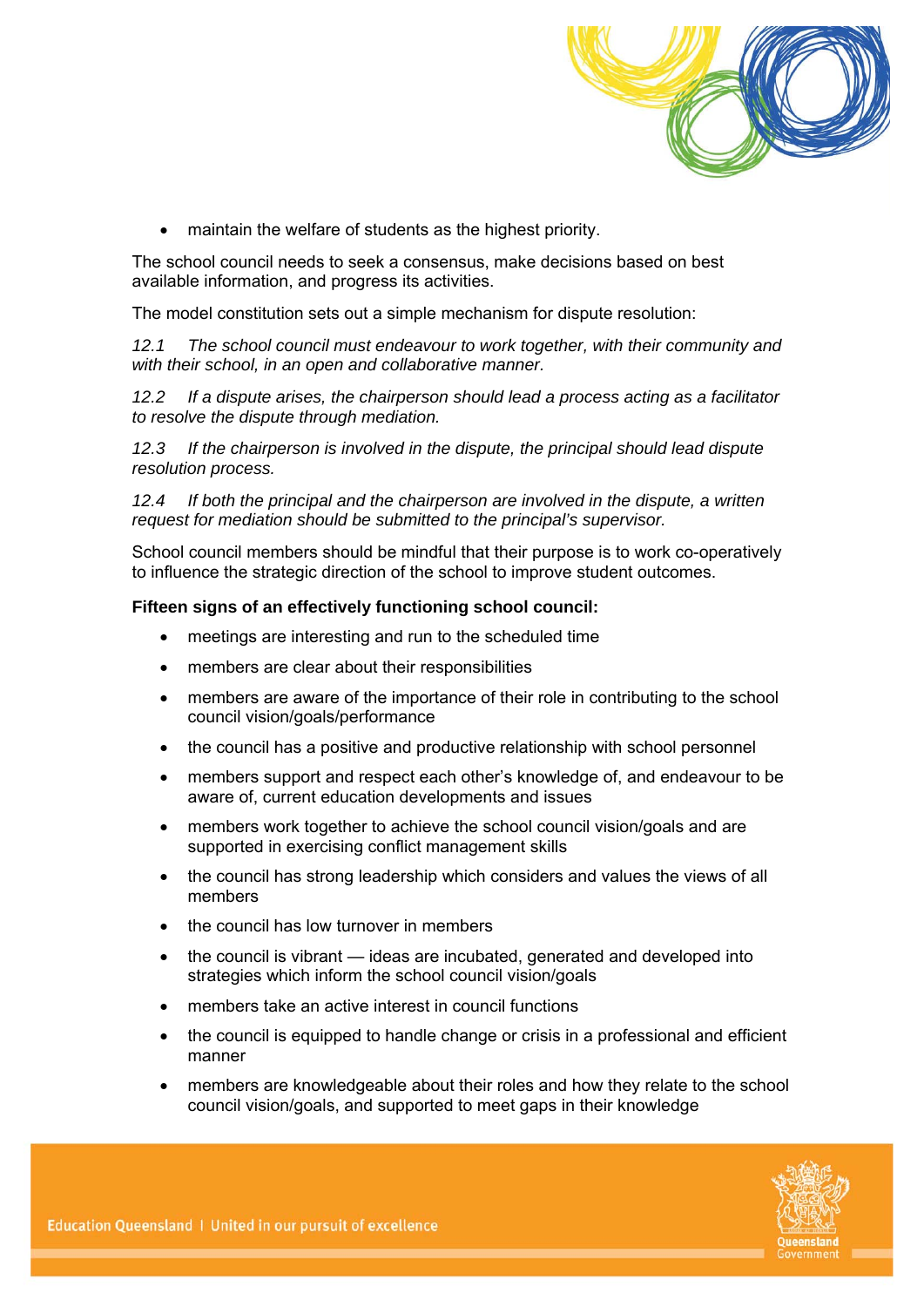- maintain the welfare of students as the highest priority.

The school council needs to seek a consensus, make decisions based on best available information, and progress its activities.

The model constitution sets out a simple mechanism for dispute resolution:

*12.1 The school council must endeavour to work together, with their community and with their school, in an open and collaborative manner.*

*12.2 If a dispute arises, the chairperson should lead a process acting as a facilitator to resolve the dispute through mediation.*

*12.3 If the chairperson is involved in the dispute, the principal should lead dispute resolution process.*

*12.4 If both the principal and the chairperson are involved in the dispute, a written request for mediation should be submitted to the principal's supervisor.*

School council members should be mindful that their purpose is to work co-operatively to influence the strategic direction of the school to improve student outcomes.

**Fifteen signs of an effectively functioning school council:**

- meetings are interesting and run to the scheduled time
- members are clear about their responsibilities
- members are aware of the importance of their role in contributing to the school council vision/goals/performance
- the council has a positive and productive relationship with school personnel
- members support and respect each other's knowledge of, and endeavour to be aware of, current education developments and issues
- members work together to achieve the school council vision/goals and are supported in exercising conflict management skills
- the council has strong leadership which considers and values the views of all members
- the council has low turnover in members
- the council is vibrant — ideas are incubated, generated and developed into strategies which inform the school council vision/goals
- members take an active interest in council functions
- the council is equipped to handle change or crisis in a professional and efficient manner
- members are knowledgeable about their roles and how they relate to the school council vision/goals, and supported to meet gaps in their knowledge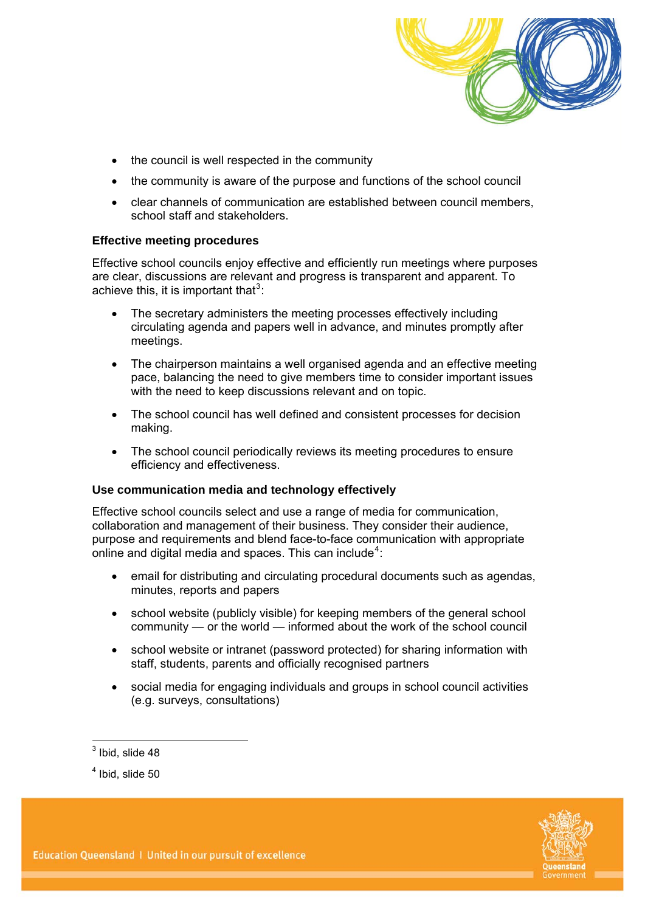- the council is well respected in the community
- the community is aware of the purpose and functions of the school council
- clear channels of communication are established between council members, school staff and stakeholders.

**Effective meeting procedures**

Effective school councils enjoy effective and efficiently run meetings where purposes are clear, discussions are relevant and progress is transparent and apparent. To achieve this, it is important that[3]:

- The secretary administers the meeting processes effectively including circulating agenda and papers well in advance, and minutes promptly after meetings.
- The chairperson maintains a well organised agenda and an effective meeting pace, balancing the need to give members time to consider important issues with the need to keep discussions relevant and on topic.
- The school council has well defined and consistent processes for decision making.
- The school council periodically reviews its meeting procedures to ensure efficiency and effectiveness.

**Use communication media and technology effectively**

Effective school councils select and use a range of media for communication, collaboration and management of their business. They consider their audience, purpose and requirements and blend face-to-face communication with appropriate online and digital media and spaces. This can include[4]:

- email for distributing and circulating procedural documents such as agendas, minutes, reports and papers
- school website (publicly visible) for keeping members of the general school community — or the world — informed about the work of the school council
- school website or intranet (password protected) for sharing information with staff, students, parents and officially recognised partners
- social media for engaging individuals and groups in school council activities (e.g. surveys, consultations)

---

[3] Ibid, slide 48

[4] Ibid, slide 50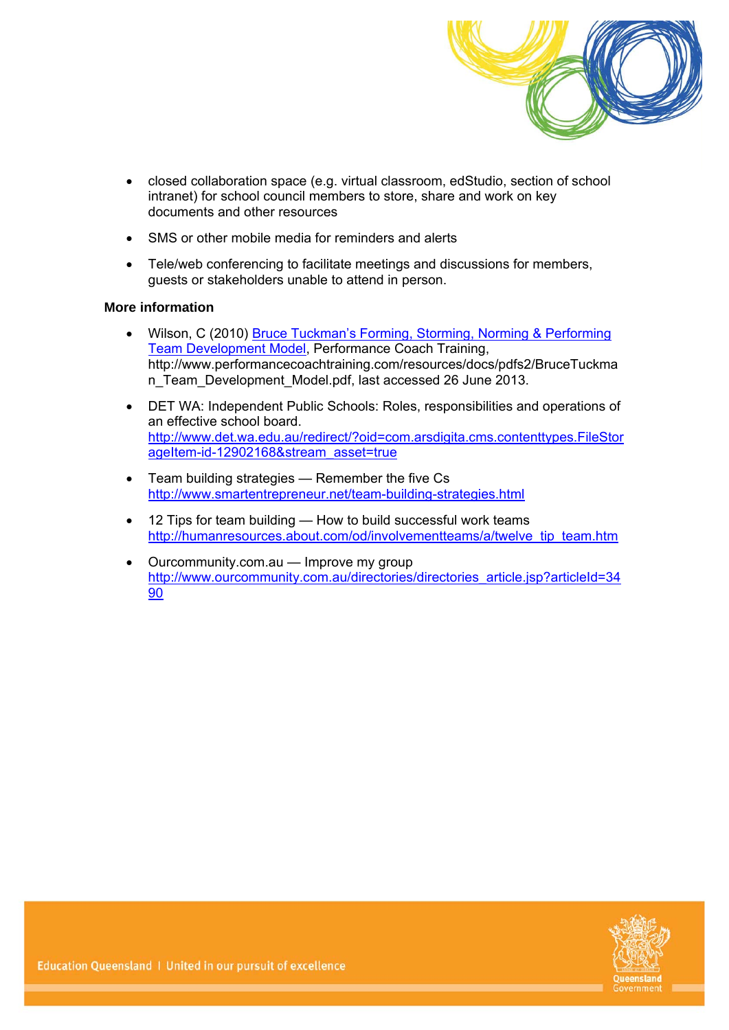- closed collaboration space (e.g. virtual classroom, edStudio, section of school intranet) for school council members to store, share and work on key documents and other resources
- SMS or other mobile media for reminders and alerts
- Tele/web conferencing to facilitate meetings and discussions for members, guests or stakeholders unable to attend in person.

**More information**

- Wilson, C (2010) Bruce Tuckman's Forming, Storming, Norming & Performing Team Development Model, Performance Coach Training, http://www.performancecoachtraining.com/resources/docs/pdfs2/BruceTuckman_Team_Development_Model.pdf, last accessed 26 June 2013.
- DET WA: Independent Public Schools: Roles, responsibilities and operations of an effective school board. http://www.det.wa.edu.au/redirect/?oid=com.arsdigita.cms.contenttypes.FileStorageItem-id-12902168&stream_asset=true
- Team building strategies — Remember the five Cs http://www.smartentrepreneur.net/team-building-strategies.html
- 12 Tips for team building — How to build successful work teams http://humanresources.about.com/od/involvementteams/a/twelve_tip_team.htm
- Ourcommunity.com.au — Improve my group http://www.ourcommunity.com.au/directories/directories_article.jsp?articleId=3490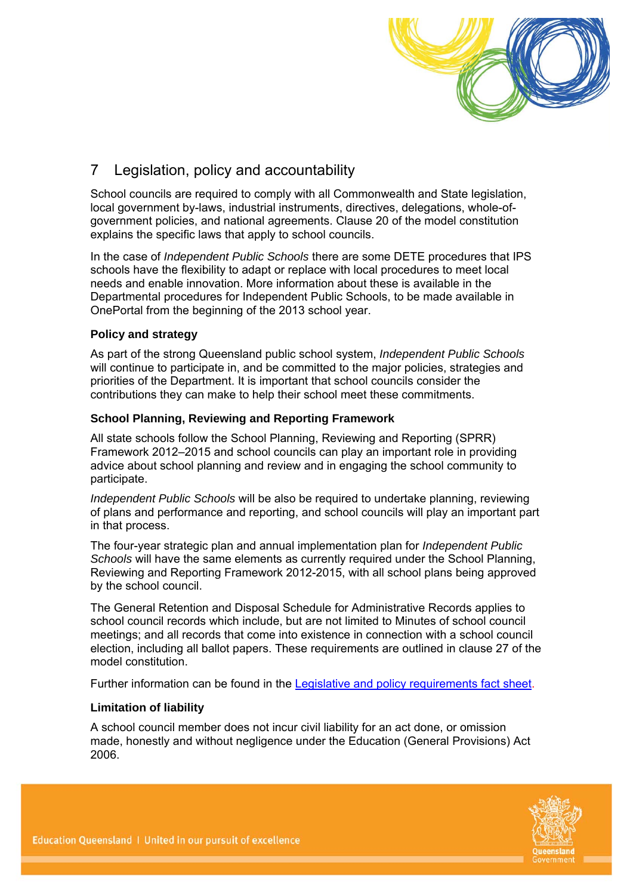# 7 Legislation, policy and accountability

School councils are required to comply with all Commonwealth and State legislation, local government by-laws, industrial instruments, directives, delegations, whole-of-government policies, and national agreements. Clause 20 of the model constitution explains the specific laws that apply to school councils.

In the case of *Independent Public Schools* there are some DETE procedures that IPS schools have the flexibility to adapt or replace with local procedures to meet local needs and enable innovation. More information about these is available in the Departmental procedures for Independent Public Schools, to be made available in OnePortal from the beginning of the 2013 school year.

### Policy and strategy

As part of the strong Queensland public school system, *Independent Public Schools* will continue to participate in, and be committed to the major policies, strategies and priorities of the Department. It is important that school councils consider the contributions they can make to help their school meet these commitments.

### School Planning, Reviewing and Reporting Framework

All state schools follow the School Planning, Reviewing and Reporting (SPRR) Framework 2012–2015 and school councils can play an important role in providing advice about school planning and review and in engaging the school community to participate.

*Independent Public Schools* will be also be required to undertake planning, reviewing of plans and performance and reporting, and school councils will play an important part in that process.

The four-year strategic plan and annual implementation plan for *Independent Public Schools* will have the same elements as currently required under the School Planning, Reviewing and Reporting Framework 2012-2015, with all school plans being approved by the school council.

The General Retention and Disposal Schedule for Administrative Records applies to school council records which include, but are not limited to Minutes of school council meetings; and all records that come into existence in connection with a school council election, including all ballot papers. These requirements are outlined in clause 27 of the model constitution.

Further information can be found in the Legislative and policy requirements fact sheet.

### Limitation of liability

A school council member does not incur civil liability for an act done, or omission made, honestly and without negligence under the Education (General Provisions) Act 2006.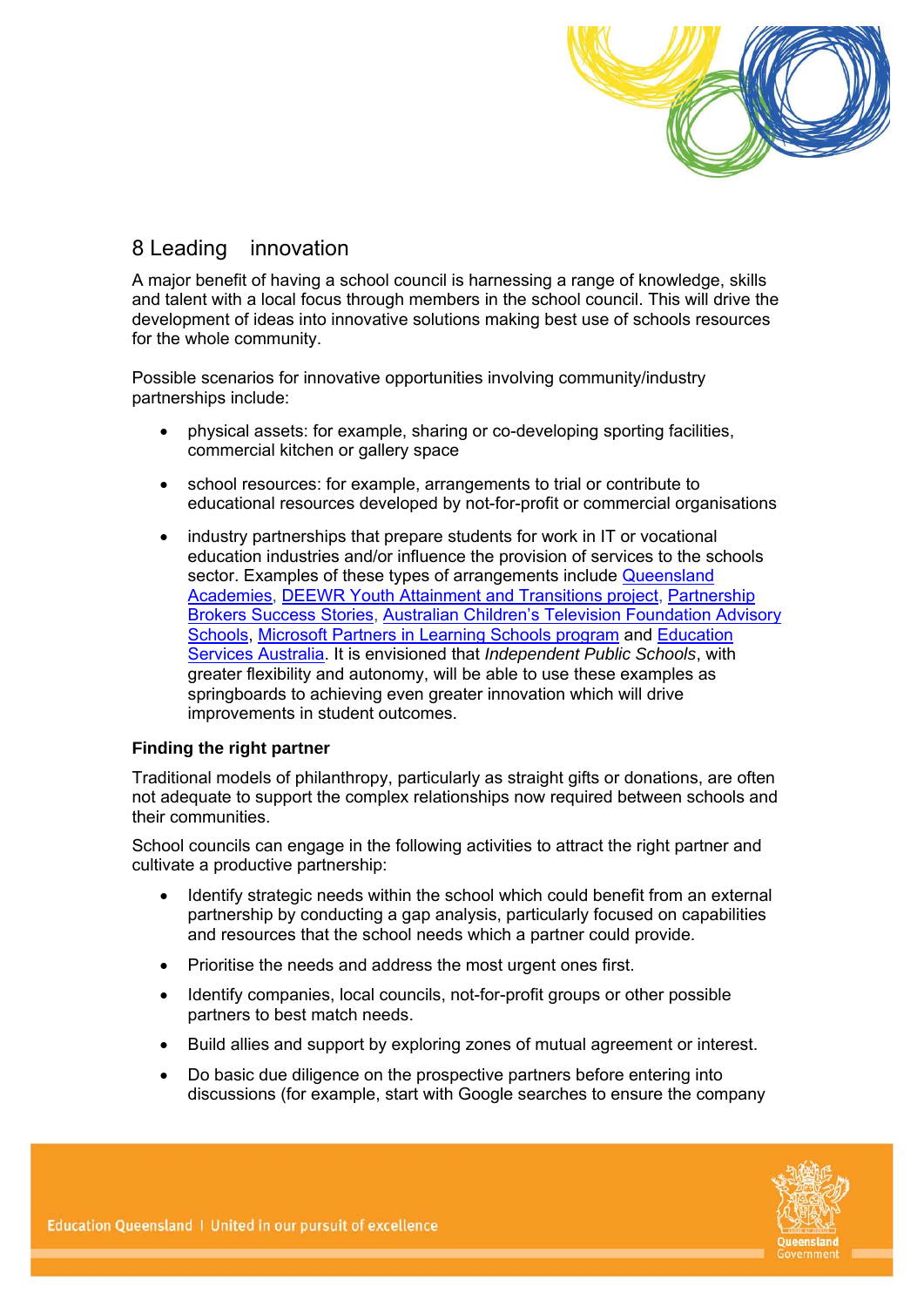## 8 Leading innovation

A major benefit of having a school council is harnessing a range of knowledge, skills and talent with a local focus through members in the school council. This will drive the development of ideas into innovative solutions making best use of schools resources for the whole community.

Possible scenarios for innovative opportunities involving community/industry partnerships include:

- physical assets: for example, sharing or co-developing sporting facilities, commercial kitchen or gallery space
- school resources: for example, arrangements to trial or contribute to educational resources developed by not-for-profit or commercial organisations
- industry partnerships that prepare students for work in IT or vocational education industries and/or influence the provision of services to the schools sector. Examples of these types of arrangements include Queensland Academies, DEEWR Youth Attainment and Transitions project, Partnership Brokers Success Stories, Australian Children's Television Foundation Advisory Schools, Microsoft Partners in Learning Schools program and Education Services Australia. It is envisioned that *Independent Public Schools*, with greater flexibility and autonomy, will be able to use these examples as springboards to achieving even greater innovation which will drive improvements in student outcomes.

**Finding the right partner**

Traditional models of philanthropy, particularly as straight gifts or donations, are often not adequate to support the complex relationships now required between schools and their communities.

School councils can engage in the following activities to attract the right partner and cultivate a productive partnership:

- Identify strategic needs within the school which could benefit from an external partnership by conducting a gap analysis, particularly focused on capabilities and resources that the school needs which a partner could provide.
- Prioritise the needs and address the most urgent ones first.
- Identify companies, local councils, not-for-profit groups or other possible partners to best match needs.
- Build allies and support by exploring zones of mutual agreement or interest.
- Do basic due diligence on the prospective partners before entering into discussions (for example, start with Google searches to ensure the company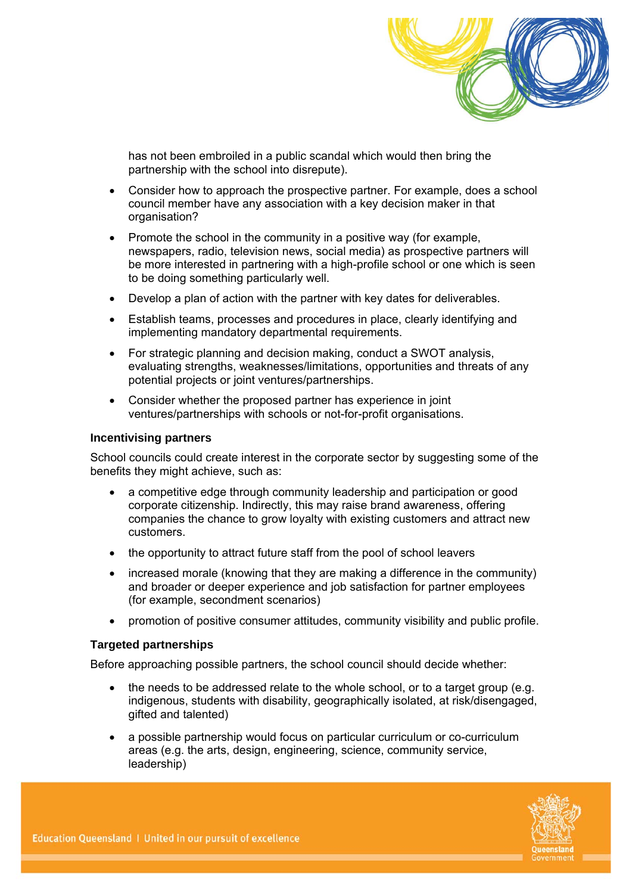has not been embroiled in a public scandal which would then bring the partnership with the school into disrepute).

- Consider how to approach the prospective partner. For example, does a school council member have any association with a key decision maker in that organisation?
- Promote the school in the community in a positive way (for example, newspapers, radio, television news, social media) as prospective partners will be more interested in partnering with a high-profile school or one which is seen to be doing something particularly well.
- Develop a plan of action with the partner with key dates for deliverables.
- Establish teams, processes and procedures in place, clearly identifying and implementing mandatory departmental requirements.
- For strategic planning and decision making, conduct a SWOT analysis, evaluating strengths, weaknesses/limitations, opportunities and threats of any potential projects or joint ventures/partnerships.
- Consider whether the proposed partner has experience in joint ventures/partnerships with schools or not-for-profit organisations.

**Incentivising partners**

School councils could create interest in the corporate sector by suggesting some of the benefits they might achieve, such as:

- a competitive edge through community leadership and participation or good corporate citizenship. Indirectly, this may raise brand awareness, offering companies the chance to grow loyalty with existing customers and attract new customers.
- the opportunity to attract future staff from the pool of school leavers
- increased morale (knowing that they are making a difference in the community) and broader or deeper experience and job satisfaction for partner employees (for example, secondment scenarios)
- promotion of positive consumer attitudes, community visibility and public profile.

**Targeted partnerships**

Before approaching possible partners, the school council should decide whether:

- the needs to be addressed relate to the whole school, or to a target group (e.g. indigenous, students with disability, geographically isolated, at risk/disengaged, gifted and talented)
- a possible partnership would focus on particular curriculum or co-curriculum areas (e.g. the arts, design, engineering, science, community service, leadership)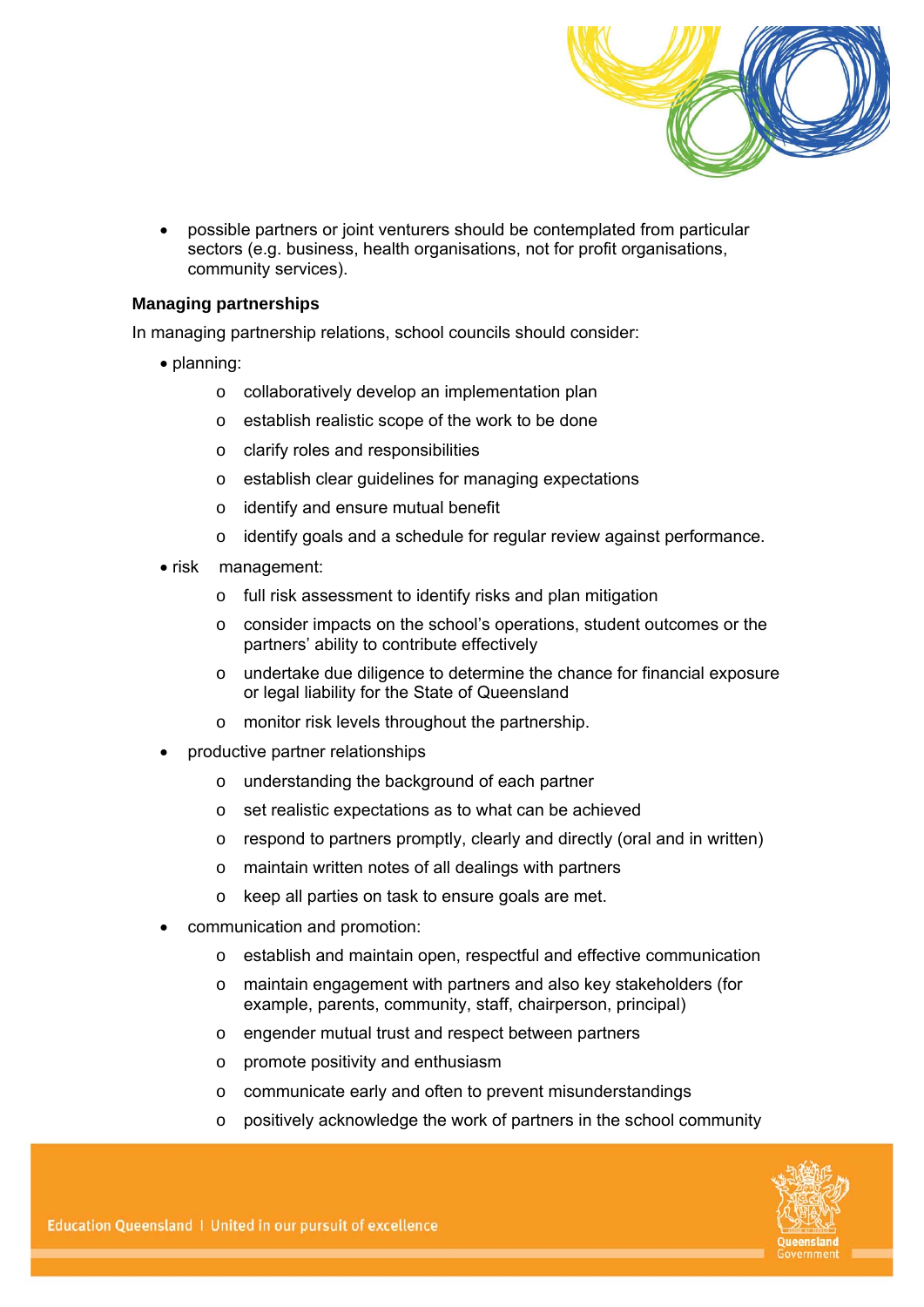- possible partners or joint venturers should be contemplated from particular sectors (e.g. business, health organisations, not for profit organisations, community services).

**Managing partnerships**

In managing partnership relations, school councils should consider:

- planning:
  - collaboratively develop an implementation plan
  - establish realistic scope of the work to be done
  - clarify roles and responsibilities
  - establish clear guidelines for managing expectations
  - identify and ensure mutual benefit
  - identify goals and a schedule for regular review against performance.
- risk management:
  - full risk assessment to identify risks and plan mitigation
  - consider impacts on the school's operations, student outcomes or the partners' ability to contribute effectively
  - undertake due diligence to determine the chance for financial exposure or legal liability for the State of Queensland
  - monitor risk levels throughout the partnership.
- productive partner relationships
  - understanding the background of each partner
  - set realistic expectations as to what can be achieved
  - respond to partners promptly, clearly and directly (oral and in written)
  - maintain written notes of all dealings with partners
  - keep all parties on task to ensure goals are met.
- communication and promotion:
  - establish and maintain open, respectful and effective communication
  - maintain engagement with partners and also key stakeholders (for example, parents, community, staff, chairperson, principal)
  - engender mutual trust and respect between partners
  - promote positivity and enthusiasm
  - communicate early and often to prevent misunderstandings
  - positively acknowledge the work of partners in the school community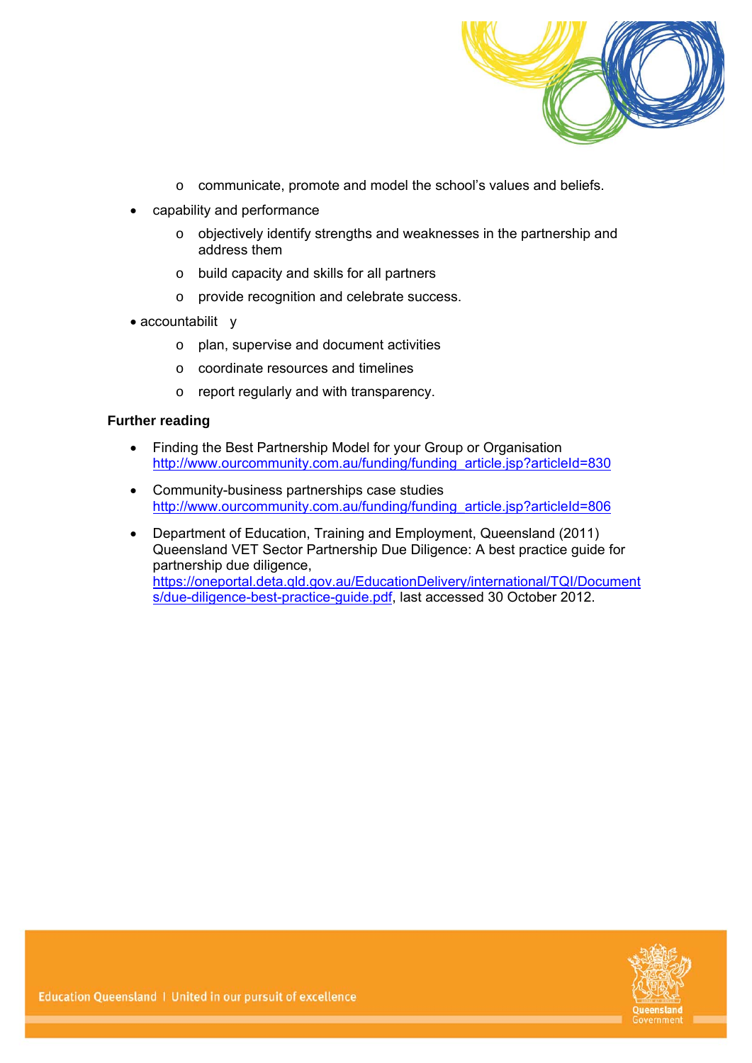- communicate, promote and model the school's values and beliefs.
- capability and performance
  - objectively identify strengths and weaknesses in the partnership and address them
  - build capacity and skills for all partners
  - provide recognition and celebrate success.
- accountability
  - plan, supervise and document activities
  - coordinate resources and timelines
  - report regularly and with transparency.

**Further reading**

- Finding the Best Partnership Model for your Group or Organisation http://www.ourcommunity.com.au/funding/funding_article.jsp?articleId=830
- Community-business partnerships case studies http://www.ourcommunity.com.au/funding/funding_article.jsp?articleId=806
- Department of Education, Training and Employment, Queensland (2011) Queensland VET Sector Partnership Due Diligence: A best practice guide for partnership due diligence, https://oneportal.deta.qld.gov.au/EducationDelivery/international/TQI/Documents/due-diligence-best-practice-guide.pdf, last accessed 30 October 2012.